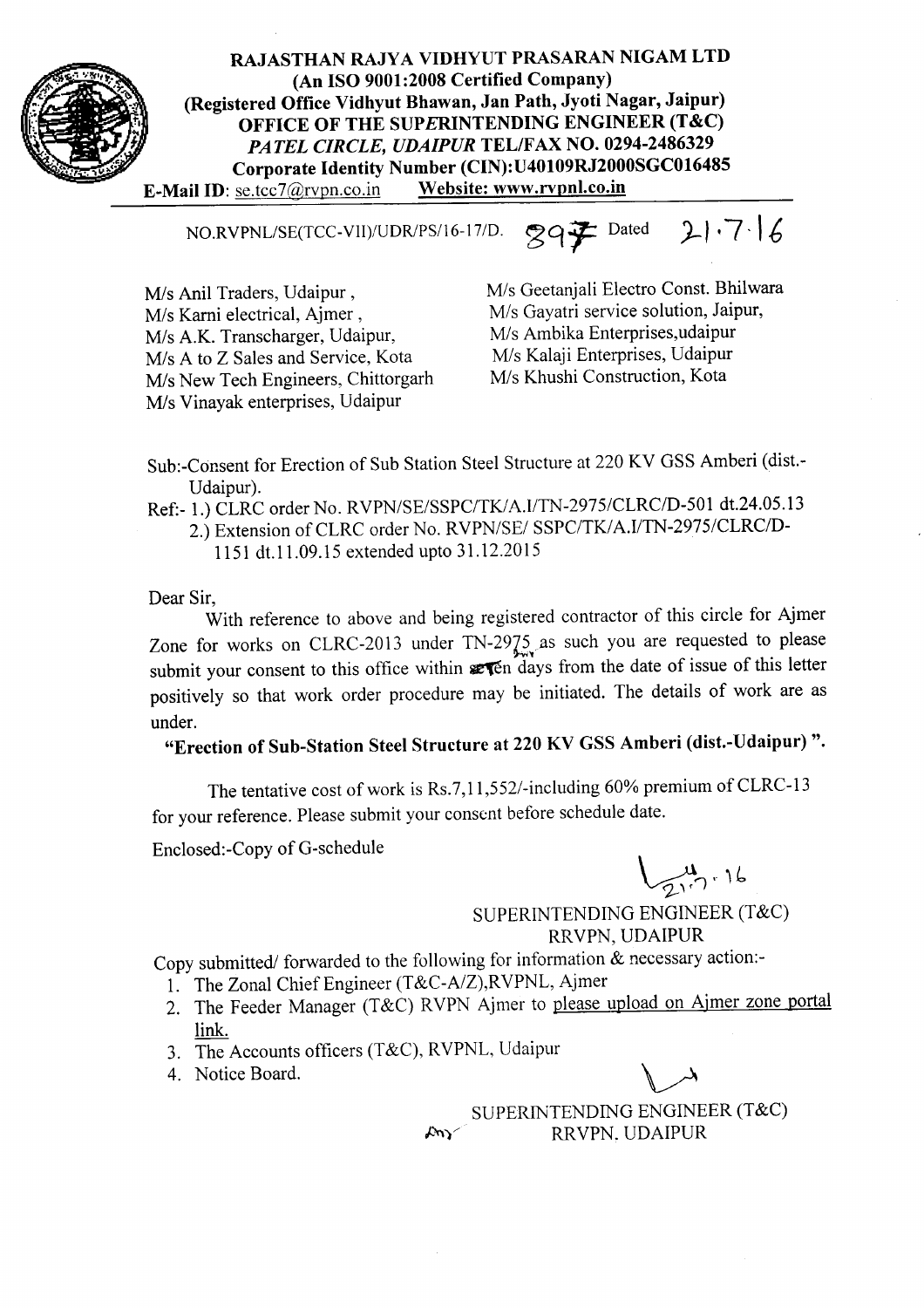# RAJASTHAN RAJYA VIDHYUT PRASARAN NIGAM LTD

**(An ISO 9001:2008 Certified Company)**
**(Registered Office Vidhyut Bhawan, Jan Path, Jyoti Nagar, Jaipur)**
**OFFICE OF THE SUPERINTENDING ENGINEER (T&C)**
***PATEL CIRCLE, UDAIPUR*** **TEL/FAX NO. 0294-2486329**
**Corporate Identity Number (CIN):U40109RJ2000SGC016485**
**E-Mail ID**: se.tcc7@rvpn.co.in **Website: www.rvpnl.co.in**

NO.RVPNL/SE(TCC-VII)/UDR/PS/16-17/D. 897 Dated 21.7.16

M/s Anil Traders, Udaipur ,
M/s Karni electrical, Ajmer ,
M/s A.K. Transcharger, Udaipur,
M/s A to Z Sales and Service, Kota
M/s New Tech Engineers, Chittorgarh
M/s Vinayak enterprises, Udaipur
M/s Geetanjali Electro Const. Bhilwara
M/s Gayatri service solution, Jaipur,
M/s Ambika Enterprises,udaipur
M/s Kalaji Enterprises, Udaipur
M/s Khushi Construction, Kota

Sub:-Consent for Erection of Sub Station Steel Structure at 220 KV GSS Amberi (dist.-Udaipur).

Ref:- 1.) CLRC order No. RVPN/SE/SSPC/TK/A.I/TN-2975/CLRC/D-501 dt.24.05.13
2.) Extension of CLRC order No. RVPN/SE/ SSPC/TK/A.I/TN-2975/CLRC/D-1151 dt.11.09.15 extended upto 31.12.2015

Dear Sir,

With reference to above and being registered contractor of this circle for Ajmer Zone for works on CLRC-2013 under TN-2975 as such you are requested to please submit your consent to this office within seven days from the date of issue of this letter positively so that work order procedure may be initiated. The details of work are as under.

**"Erection of Sub-Station Steel Structure at 220 KV GSS Amberi (dist.-Udaipur) ".**

The tentative cost of work is Rs.7,11,552/-including 60% premium of CLRC-13 for your reference. Please submit your consent before schedule date.

Enclosed:-Copy of G-schedule

21.7.16

SUPERINTENDING ENGINEER (T&C)
RRVPN, UDAIPUR

Copy submitted/ forwarded to the following for information & necessary action:-

1. The Zonal Chief Engineer (T&C-A/Z),RVPNL, Ajmer
2. The Feeder Manager (T&C) RVPN Ajmer to please upload on Ajmer zone portal link.
3. The Accounts officers (T&C), RVPNL, Udaipur
4. Notice Board.

SUPERINTENDING ENGINEER (T&C)
RRVPN. UDAIPUR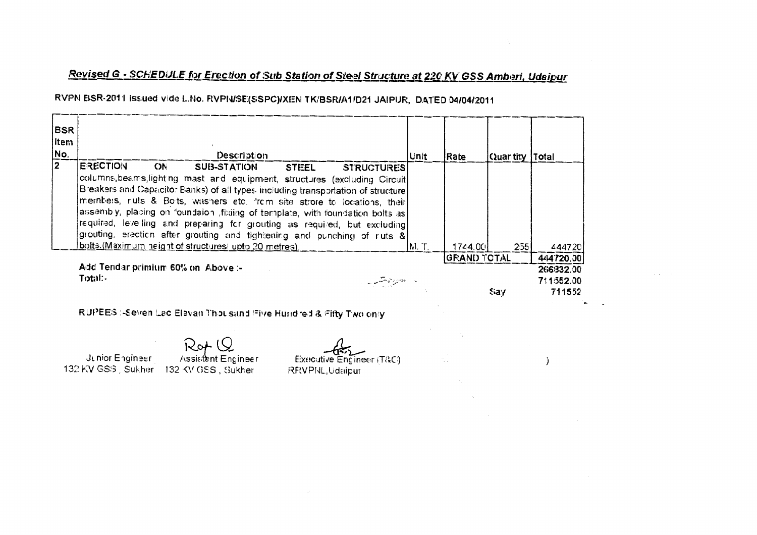## *Revised G - SCHEDULE for Erection of Sub Station of Steel Structure at 220 KV GSS Amberi, Udaipur*

RVPN BSR-2011 issued vide L.No. RVPN/SE(SSPC)/XEN TK/BSR/A1/D21 JAIPUR, DATED 04/04/2011

| BSR Item No. | Description | Unit | Rate | Quantity | Total |
|---|---|---|---|---|---|
| 2 | ERECTION ON SUB-STATION STEEL STRUCTURES columns,beams,lighting mast and equipment, structures (excluding Circuit Breakers and Capacitor Banks) of all types including transportation of structure members, nuts & Bolts, washers etc. from site store to locations, their assembly, placing on foundaion ,fixing of template, with foundation bolts as required, leveling and preparing for grouting as required, but excluding grouting, erection after grouting and tightening and punching of nuts & bolts.(Maximum height of structures upto 20 metres) | M. T. | 1744.00 | 255 | 444720 |
| | | | GRAND TOTAL | | 444720.00 |
| | Add Tendar primium 60% on Above :- | | | | 266832.00 |
| | Total:- | | | | 711552.00 |
| | | | | Say | 711552 |

RUPEES :-Seven Lac Elevan Thousand Five Hundred & Fifty Two only

Junior Engineer
132 KV GSS , Sukher

Assistant Engineer
132 KV GSS , Sukher

Executive Engineer (T&C)
RRVPNL,Udaipur